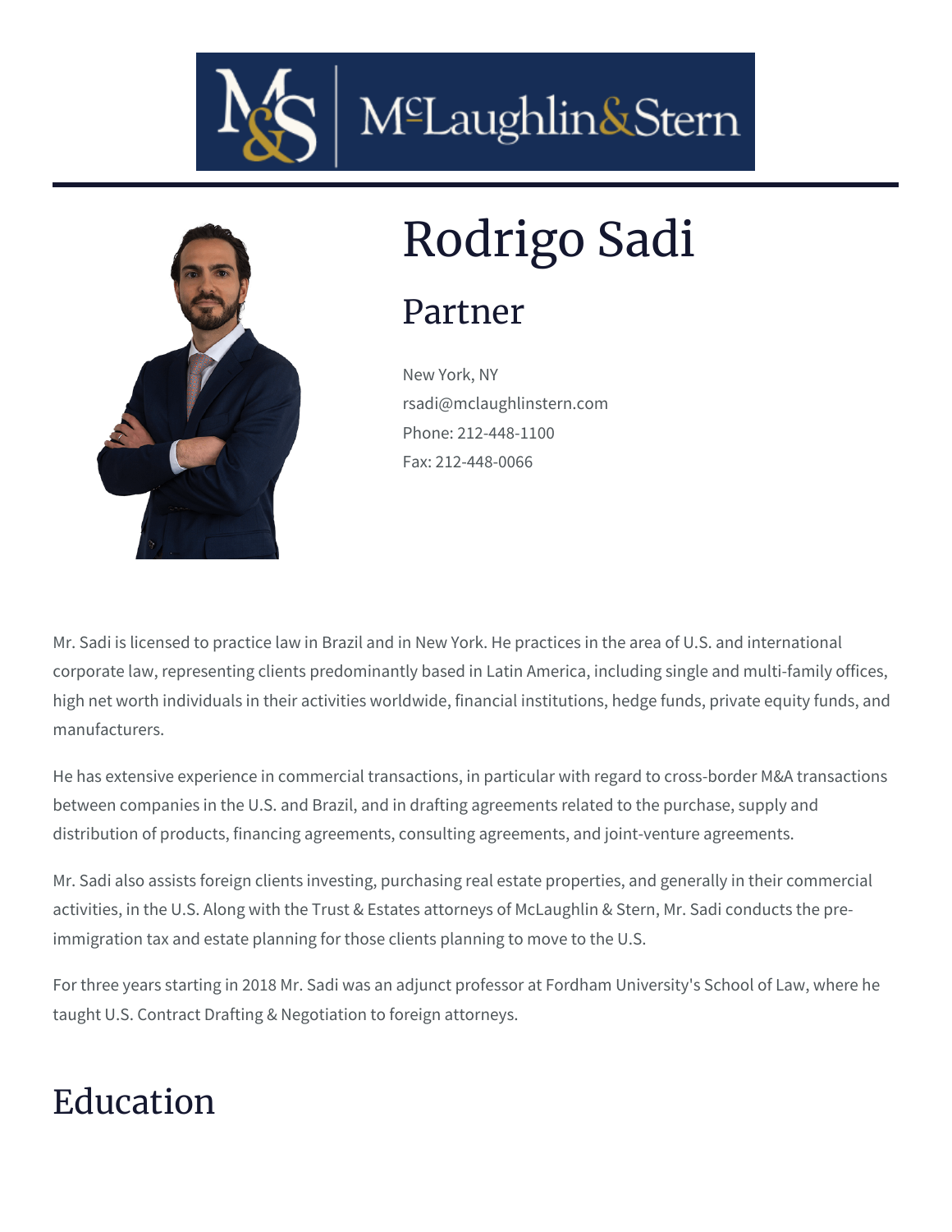# Rodrigo Sadi

## Partner

New York, NY
rsadi@mclaughlinstern.com
Phone: 212-448-1100
Fax: 212-448-0066

Mr. Sadi is licensed to practice law in Brazil and in New York. He practices in the area of U.S. and international corporate law, representing clients predominantly based in Latin America, including single and multi-family offices, high net worth individuals in their activities worldwide, financial institutions, hedge funds, private equity funds, and manufacturers.

He has extensive experience in commercial transactions, in particular with regard to cross-border M&A transactions between companies in the U.S. and Brazil, and in drafting agreements related to the purchase, supply and distribution of products, financing agreements, consulting agreements, and joint-venture agreements.

Mr. Sadi also assists foreign clients investing, purchasing real estate properties, and generally in their commercial activities, in the U.S. Along with the Trust & Estates attorneys of McLaughlin & Stern, Mr. Sadi conducts the pre-immigration tax and estate planning for those clients planning to move to the U.S.

For three years starting in 2018 Mr. Sadi was an adjunct professor at Fordham University's School of Law, where he taught U.S. Contract Drafting & Negotiation to foreign attorneys.

# Education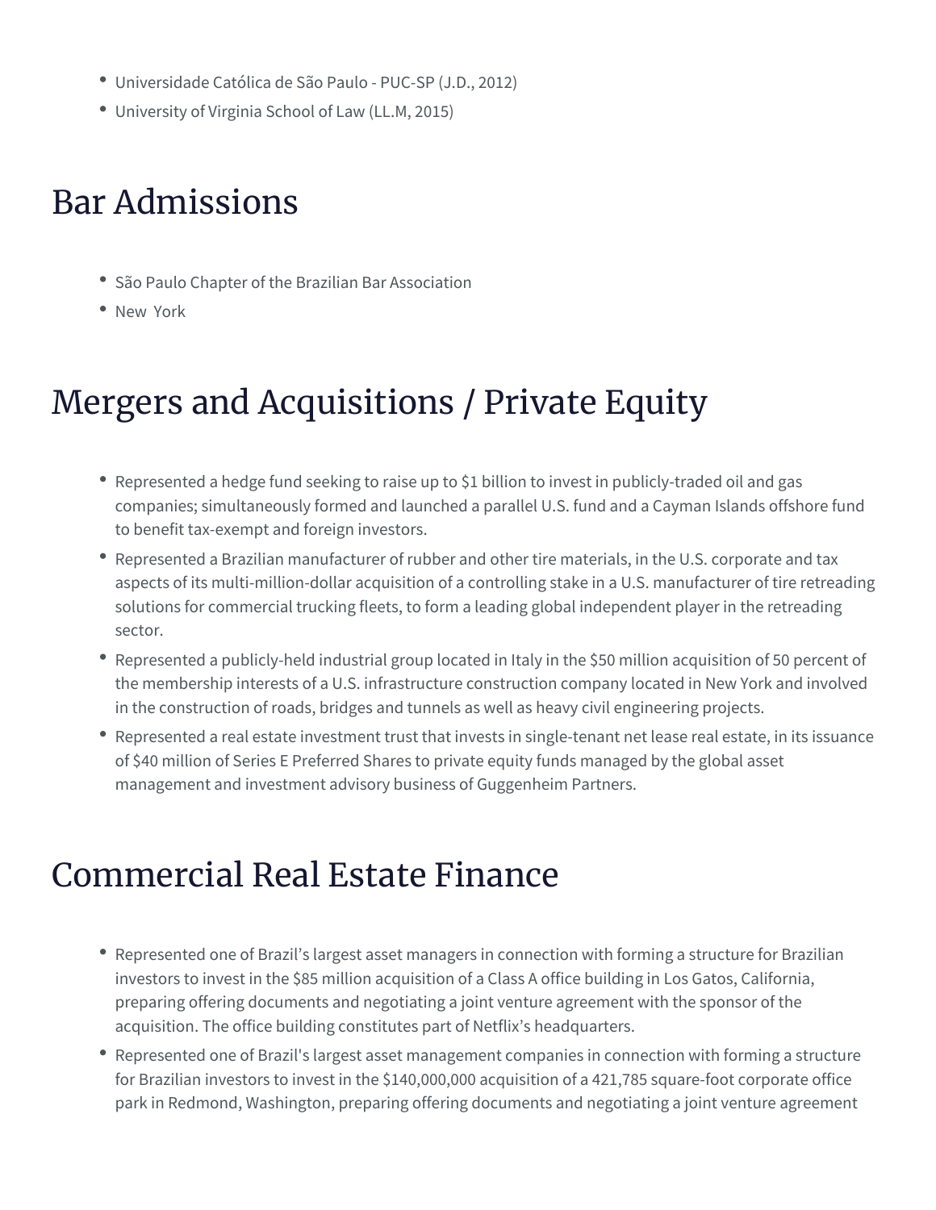- Universidade Católica de São Paulo - PUC-SP (J.D., 2012)
- University of Virginia School of Law (LL.M, 2015)

## Bar Admissions

- São Paulo Chapter of the Brazilian Bar Association
- New York

## Mergers and Acquisitions / Private Equity

- Represented a hedge fund seeking to raise up to $1 billion to invest in publicly-traded oil and gas companies; simultaneously formed and launched a parallel U.S. fund and a Cayman Islands offshore fund to benefit tax-exempt and foreign investors.
- Represented a Brazilian manufacturer of rubber and other tire materials, in the U.S. corporate and tax aspects of its multi-million-dollar acquisition of a controlling stake in a U.S. manufacturer of tire retreading solutions for commercial trucking fleets, to form a leading global independent player in the retreading sector.
- Represented a publicly-held industrial group located in Italy in the $50 million acquisition of 50 percent of the membership interests of a U.S. infrastructure construction company located in New York and involved in the construction of roads, bridges and tunnels as well as heavy civil engineering projects.
- Represented a real estate investment trust that invests in single-tenant net lease real estate, in its issuance of $40 million of Series E Preferred Shares to private equity funds managed by the global asset management and investment advisory business of Guggenheim Partners.

## Commercial Real Estate Finance

- Represented one of Brazil's largest asset managers in connection with forming a structure for Brazilian investors to invest in the $85 million acquisition of a Class A office building in Los Gatos, California, preparing offering documents and negotiating a joint venture agreement with the sponsor of the acquisition. The office building constitutes part of Netflix's headquarters.
- Represented one of Brazil's largest asset management companies in connection with forming a structure for Brazilian investors to invest in the $140,000,000 acquisition of a 421,785 square-foot corporate office park in Redmond, Washington, preparing offering documents and negotiating a joint venture agreement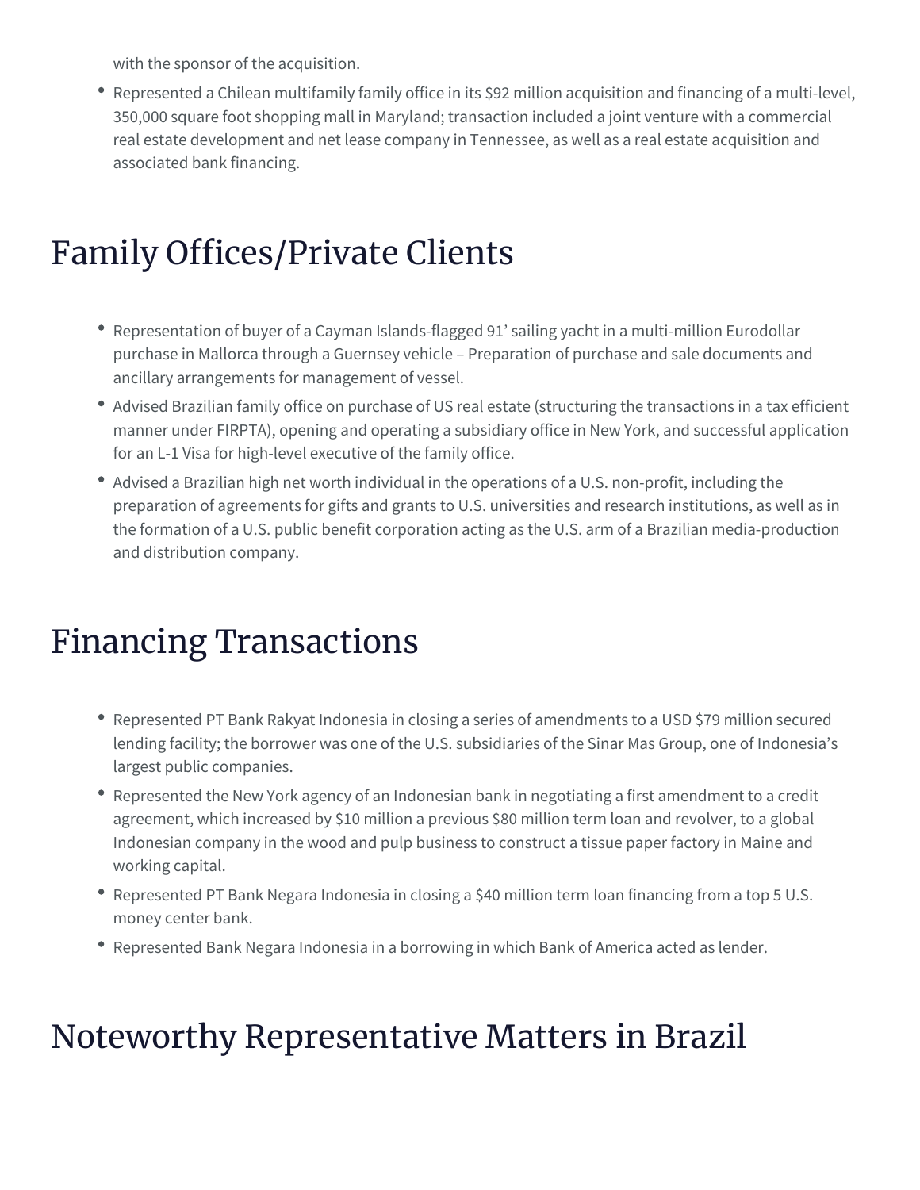with the sponsor of the acquisition.

- Represented a Chilean multifamily family office in its $92 million acquisition and financing of a multi-level, 350,000 square foot shopping mall in Maryland; transaction included a joint venture with a commercial real estate development and net lease company in Tennessee, as well as a real estate acquisition and associated bank financing.

# Family Offices/Private Clients

- Representation of buyer of a Cayman Islands-flagged 91' sailing yacht in a multi-million Eurodollar purchase in Mallorca through a Guernsey vehicle – Preparation of purchase and sale documents and ancillary arrangements for management of vessel.
- Advised Brazilian family office on purchase of US real estate (structuring the transactions in a tax efficient manner under FIRPTA), opening and operating a subsidiary office in New York, and successful application for an L-1 Visa for high-level executive of the family office.
- Advised a Brazilian high net worth individual in the operations of a U.S. non-profit, including the preparation of agreements for gifts and grants to U.S. universities and research institutions, as well as in the formation of a U.S. public benefit corporation acting as the U.S. arm of a Brazilian media-production and distribution company.

# Financing Transactions

- Represented PT Bank Rakyat Indonesia in closing a series of amendments to a USD $79 million secured lending facility; the borrower was one of the U.S. subsidiaries of the Sinar Mas Group, one of Indonesia's largest public companies.
- Represented the New York agency of an Indonesian bank in negotiating a first amendment to a credit agreement, which increased by $10 million a previous $80 million term loan and revolver, to a global Indonesian company in the wood and pulp business to construct a tissue paper factory in Maine and working capital.
- Represented PT Bank Negara Indonesia in closing a $40 million term loan financing from a top 5 U.S. money center bank.
- Represented Bank Negara Indonesia in a borrowing in which Bank of America acted as lender.

# Noteworthy Representative Matters in Brazil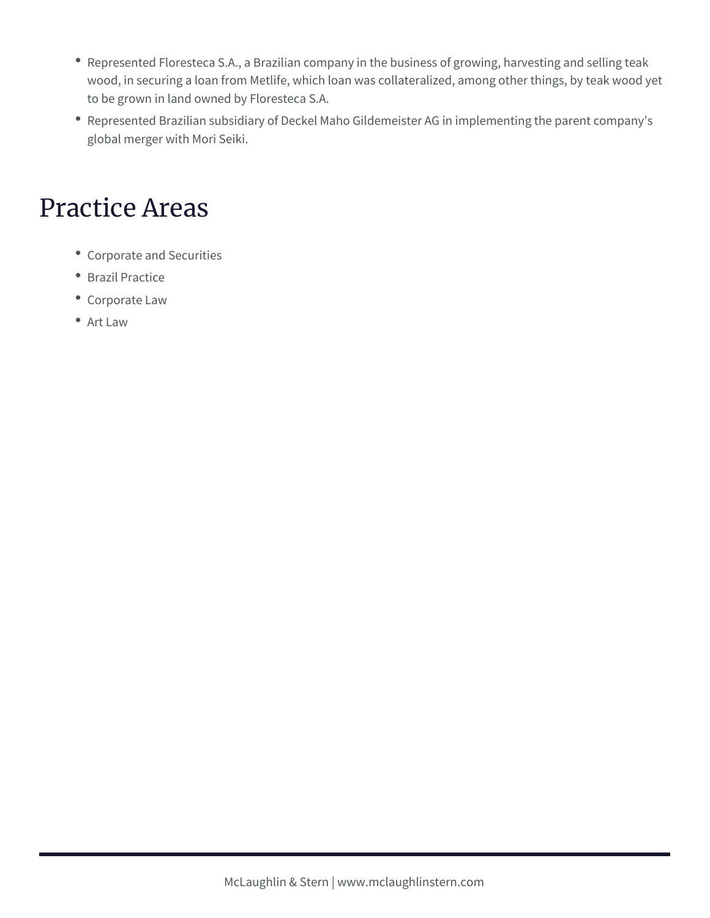- Represented Floresteca S.A., a Brazilian company in the business of growing, harvesting and selling teak wood, in securing a loan from Metlife, which loan was collateralized, among other things, by teak wood yet to be grown in land owned by Floresteca S.A.
- Represented Brazilian subsidiary of Deckel Maho Gildemeister AG in implementing the parent company's global merger with Mori Seiki.

# Practice Areas

- Corporate and Securities
- Brazil Practice
- Corporate Law
- Art Law